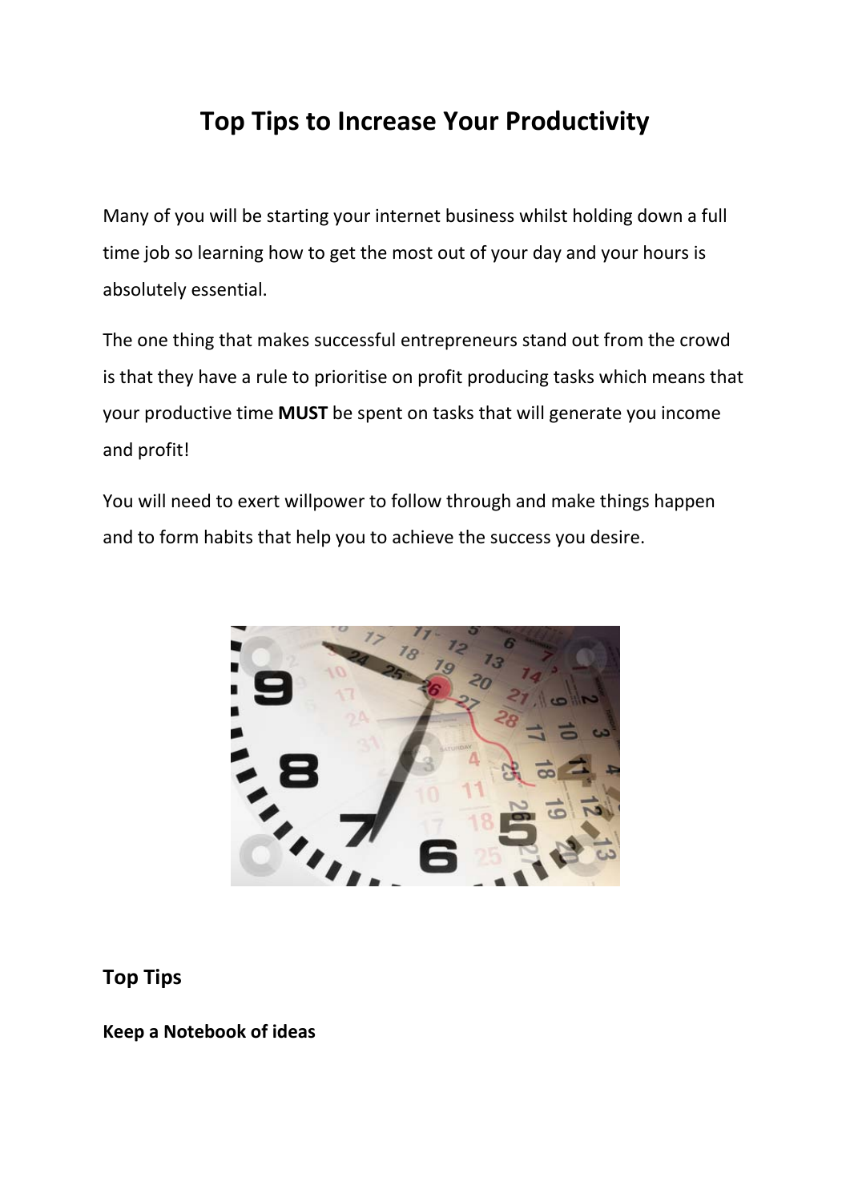# Top Tips to Increase Your Productivity

Many of you will be starting your internet business whilst holding down a full time job so learning how to get the most out of your day and your hours is absolutely essential.

The one thing that makes successful entrepreneurs stand out from the crowd is that they have a rule to prioritise on profit producing tasks which means that your productive time **MUST** be spent on tasks that will generate you income and profit!

You will need to exert willpower to follow through and make things happen and to form habits that help you to achieve the success you desire.

## Top Tips

**Keep a Notebook of ideas**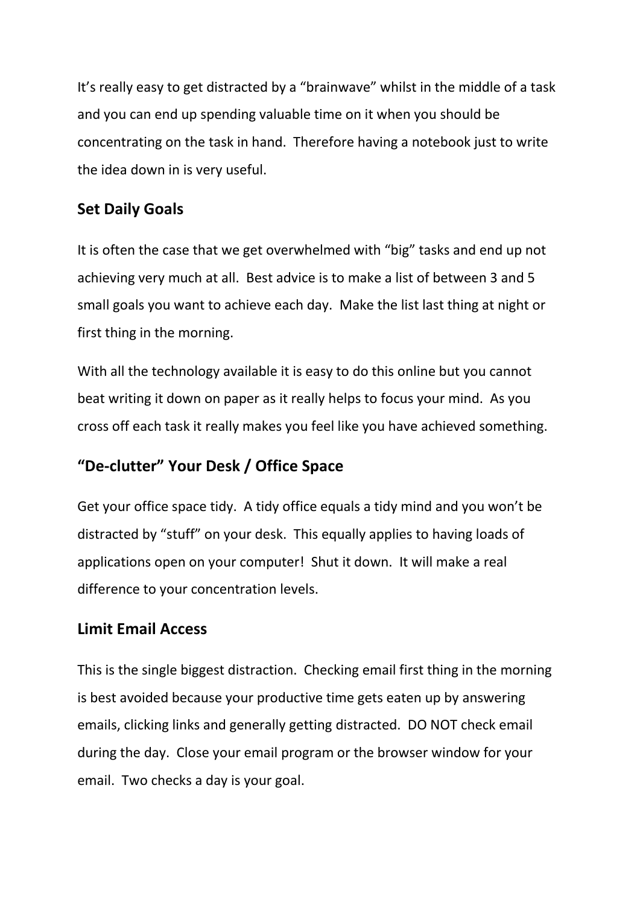It’s really easy to get distracted by a “brainwave” whilst in the middle of a task and you can end up spending valuable time on it when you should be concentrating on the task in hand. Therefore having a notebook just to write the idea down in is very useful.

## Set Daily Goals

It is often the case that we get overwhelmed with “big” tasks and end up not achieving very much at all. Best advice is to make a list of between 3 and 5 small goals you want to achieve each day. Make the list last thing at night or first thing in the morning.

With all the technology available it is easy to do this online but you cannot beat writing it down on paper as it really helps to focus your mind. As you cross off each task it really makes you feel like you have achieved something.

## “De-clutter” Your Desk / Office Space

Get your office space tidy. A tidy office equals a tidy mind and you won’t be distracted by “stuff” on your desk. This equally applies to having loads of applications open on your computer! Shut it down. It will make a real difference to your concentration levels.

## Limit Email Access

This is the single biggest distraction. Checking email first thing in the morning is best avoided because your productive time gets eaten up by answering emails, clicking links and generally getting distracted. DO NOT check email during the day. Close your email program or the browser window for your email. Two checks a day is your goal.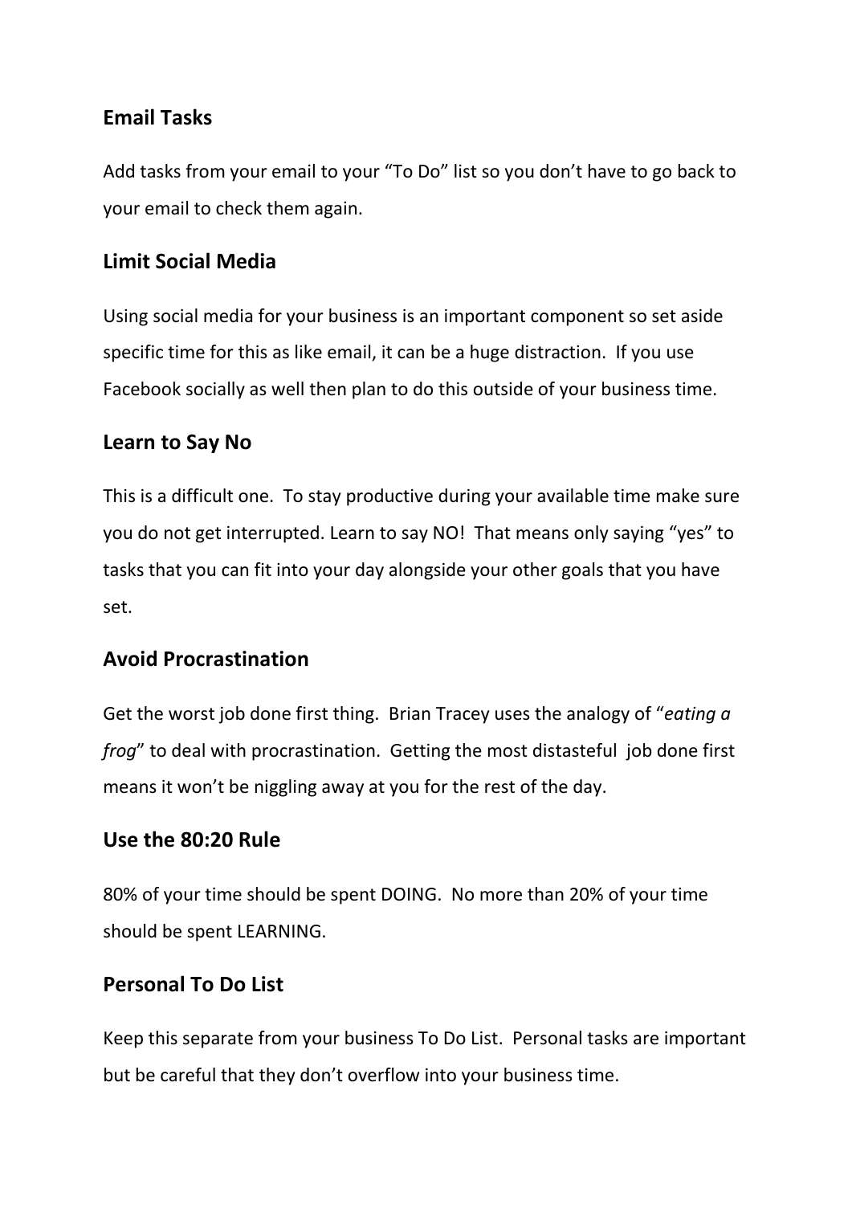## Email Tasks

Add tasks from your email to your "To Do" list so you don't have to go back to your email to check them again.

## Limit Social Media

Using social media for your business is an important component so set aside specific time for this as like email, it can be a huge distraction. If you use Facebook socially as well then plan to do this outside of your business time.

## Learn to Say No

This is a difficult one. To stay productive during your available time make sure you do not get interrupted. Learn to say NO! That means only saying "yes" to tasks that you can fit into your day alongside your other goals that you have set.

## Avoid Procrastination

Get the worst job done first thing. Brian Tracey uses the analogy of "*eating a frog*" to deal with procrastination. Getting the most distasteful job done first means it won't be niggling away at you for the rest of the day.

## Use the 80:20 Rule

80% of your time should be spent DOING. No more than 20% of your time should be spent LEARNING.

## Personal To Do List

Keep this separate from your business To Do List. Personal tasks are important but be careful that they don't overflow into your business time.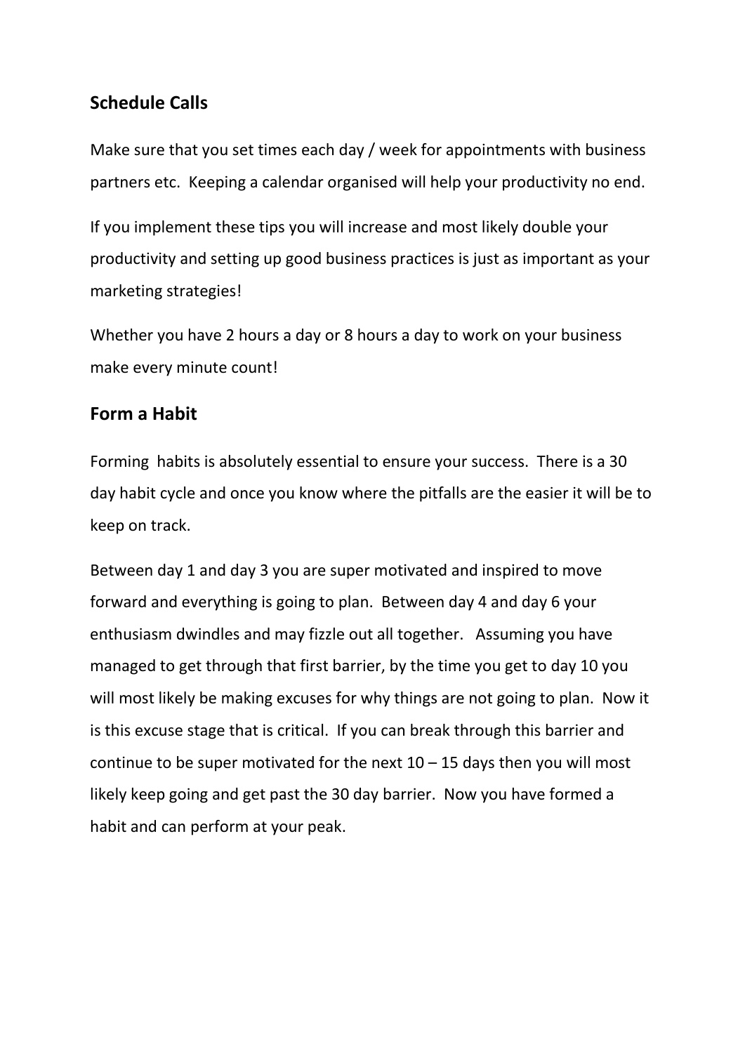## Schedule Calls

Make sure that you set times each day / week for appointments with business partners etc. Keeping a calendar organised will help your productivity no end.

If you implement these tips you will increase and most likely double your productivity and setting up good business practices is just as important as your marketing strategies!

Whether you have 2 hours a day or 8 hours a day to work on your business make every minute count!

## Form a Habit

Forming habits is absolutely essential to ensure your success. There is a 30 day habit cycle and once you know where the pitfalls are the easier it will be to keep on track.

Between day 1 and day 3 you are super motivated and inspired to move forward and everything is going to plan. Between day 4 and day 6 your enthusiasm dwindles and may fizzle out all together. Assuming you have managed to get through that first barrier, by the time you get to day 10 you will most likely be making excuses for why things are not going to plan. Now it is this excuse stage that is critical. If you can break through this barrier and continue to be super motivated for the next 10 – 15 days then you will most likely keep going and get past the 30 day barrier. Now you have formed a habit and can perform at your peak.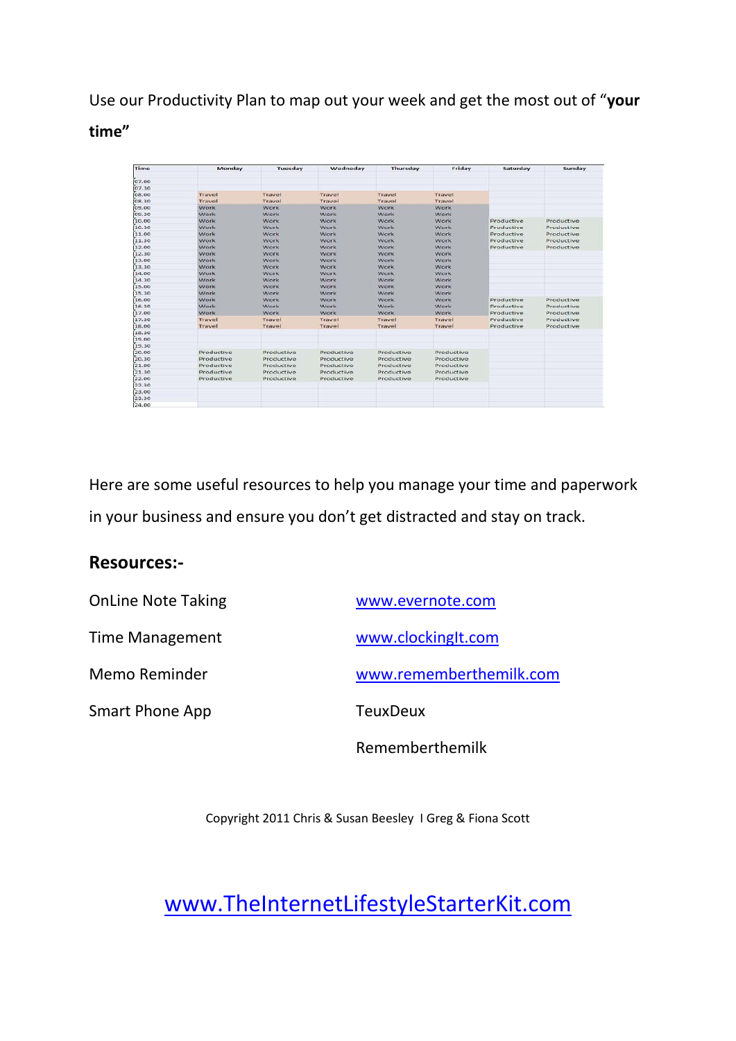Use our Productivity Plan to map out your week and get the most out of "**your time"**

| Time | Monday | Tuesday | Wednesday | Thursday | Friday | Saturday | Sunday |
|---|---|---|---|---|---|---|---|
| 07.00 | | | | | | | |
| 07.30 | | | | | | | |
| 08.00 | Travel | Travel | Travel | Travel | Travel | | |
| 08.30 | Travel | Travel | Travel | Travel | Travel | | |
| 09.00 | Work | Work | Work | Work | Work | | |
| 09.30 | Work | Work | Work | Work | Work | | |
| 10.00 | Work | Work | Work | Work | Work | Productive | Productive |
| 10.30 | Work | Work | Work | Work | Work | Productive | Productive |
| 11.00 | Work | Work | Work | Work | Work | Productive | Productive |
| 11.30 | Work | Work | Work | Work | Work | Productive | Productive |
| 12.00 | Work | Work | Work | Work | Work | Productive | Productive |
| 12.30 | Work | Work | Work | Work | Work | | |
| 13.00 | Work | Work | Work | Work | Work | | |
| 13.30 | Work | Work | Work | Work | Work | | |
| 14.00 | Work | Work | Work | Work | Work | | |
| 14.30 | Work | Work | Work | Work | Work | | |
| 15.00 | Work | Work | Work | Work | Work | | |
| 15.30 | Work | Work | Work | Work | Work | | |
| 16.00 | Work | Work | Work | Work | Work | Productive | Productive |
| 16.30 | Work | Work | Work | Work | Work | Productive | Productive |
| 17.00 | Work | Work | Work | Work | Work | Productive | Productive |
| 17.30 | Travel | Travel | Travel | Travel | Travel | Productive | Productive |
| 18.00 | Travel | Travel | Travel | Travel | Travel | Productive | Productive |
| 18.30 | | | | | | | |
| 19.00 | | | | | | | |
| 19.30 | | | | | | | |
| 20.00 | Productive | Productive | Productive | Productive | Productive | | |
| 20.30 | Productive | Productive | Productive | Productive | Productive | | |
| 21.00 | Productive | Productive | Productive | Productive | Productive | | |
| 21.30 | Productive | Productive | Productive | Productive | Productive | | |
| 22.00 | Productive | Productive | Productive | Productive | Productive | | |
| 22.30 | | | | | | | |
| 23.00 | | | | | | | |
| 23.30 | | | | | | | |
| 24.00 | | | | | | | |

Here are some useful resources to help you manage your time and paperwork in your business and ensure you don't get distracted and stay on track.

## Resources:-

| | |
|---|---|
| OnLine Note Taking | www.evernote.com |
| Time Management | www.clockingIt.com |
| Memo Reminder | www.rememberthemilk.com |
| Smart Phone App | TeuxDeux |
| | Rememberthemilk |

Copyright 2011 Chris & Susan Beesley I Greg & Fiona Scott

www.TheInternetLifestyleStarterKit.com